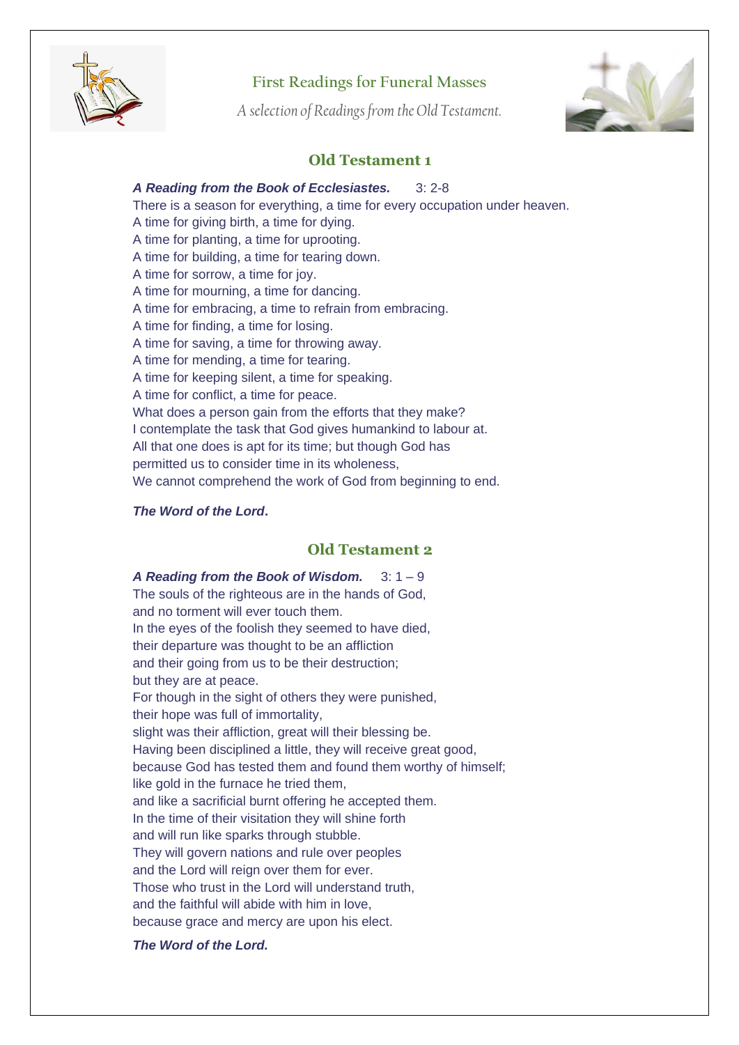# First Readings for Funeral Masses

*A selection of Readings from the Old Testament.*

## Old Testament 1

***A Reading from the Book of Ecclesiastes.*** 3: 2-8

There is a season for everything, a time for every occupation under heaven.
A time for giving birth, a time for dying.
A time for planting, a time for uprooting.
A time for building, a time for tearing down.
A time for sorrow, a time for joy.
A time for mourning, a time for dancing.
A time for embracing, a time to refrain from embracing.
A time for finding, a time for losing.
A time for saving, a time for throwing away.
A time for mending, a time for tearing.
A time for keeping silent, a time for speaking.
A time for conflict, a time for peace.
What does a person gain from the efforts that they make?
I contemplate the task that God gives humankind to labour at.
All that one does is apt for its time; but though God has
permitted us to consider time in its wholeness,
We cannot comprehend the work of God from beginning to end.

***The Word of the Lord*.**

## Old Testament 2

***A Reading from the Book of Wisdom.*** 3: 1 – 9

The souls of the righteous are in the hands of God,
and no torment will ever touch them.
In the eyes of the foolish they seemed to have died,
their departure was thought to be an affliction
and their going from us to be their destruction;
but they are at peace.
For though in the sight of others they were punished,
their hope was full of immortality,
slight was their affliction, great will their blessing be.
Having been disciplined a little, they will receive great good,
because God has tested them and found them worthy of himself;
like gold in the furnace he tried them,
and like a sacrificial burnt offering he accepted them.
In the time of their visitation they will shine forth
and will run like sparks through stubble.
They will govern nations and rule over peoples
and the Lord will reign over them for ever.
Those who trust in the Lord will understand truth,
and the faithful will abide with him in love,
because grace and mercy are upon his elect.

***The Word of the Lord.***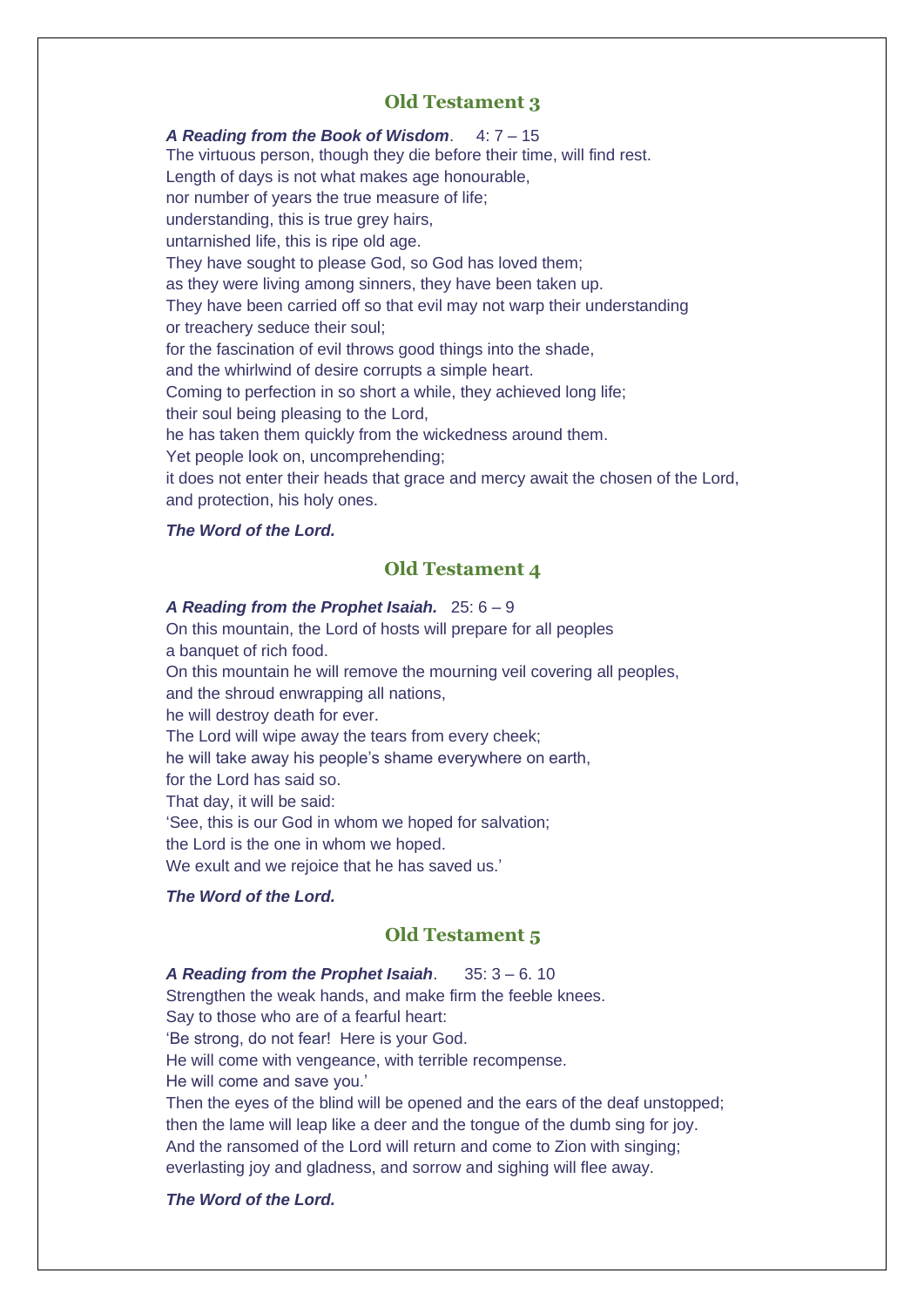## Old Testament 3

***A Reading from the Book of Wisdom***. 4: 7 – 15

The virtuous person, though they die before their time, will find rest.
Length of days is not what makes age honourable,
nor number of years the true measure of life;
understanding, this is true grey hairs,
untarnished life, this is ripe old age.
They have sought to please God, so God has loved them;
as they were living among sinners, they have been taken up.
They have been carried off so that evil may not warp their understanding
or treachery seduce their soul;
for the fascination of evil throws good things into the shade,
and the whirlwind of desire corrupts a simple heart.
Coming to perfection in so short a while, they achieved long life;
their soul being pleasing to the Lord,
he has taken them quickly from the wickedness around them.
Yet people look on, uncomprehending;
it does not enter their heads that grace and mercy await the chosen of the Lord,
and protection, his holy ones.

***The Word of the Lord.***

## Old Testament 4

***A Reading from the Prophet Isaiah.*** 25: 6 – 9

On this mountain, the Lord of hosts will prepare for all peoples
a banquet of rich food.
On this mountain he will remove the mourning veil covering all peoples,
and the shroud enwrapping all nations,
he will destroy death for ever.
The Lord will wipe away the tears from every cheek;
he will take away his people's shame everywhere on earth,
for the Lord has said so.
That day, it will be said:
'See, this is our God in whom we hoped for salvation;
the Lord is the one in whom we hoped.
We exult and we rejoice that he has saved us.'

***The Word of the Lord.***

## Old Testament 5

***A Reading from the Prophet Isaiah***. 35: 3 – 6. 10

Strengthen the weak hands, and make firm the feeble knees.
Say to those who are of a fearful heart:
'Be strong, do not fear! Here is your God.
He will come with vengeance, with terrible recompense.
He will come and save you.'
Then the eyes of the blind will be opened and the ears of the deaf unstopped;
then the lame will leap like a deer and the tongue of the dumb sing for joy.
And the ransomed of the Lord will return and come to Zion with singing;
everlasting joy and gladness, and sorrow and sighing will flee away.

***The Word of the Lord.***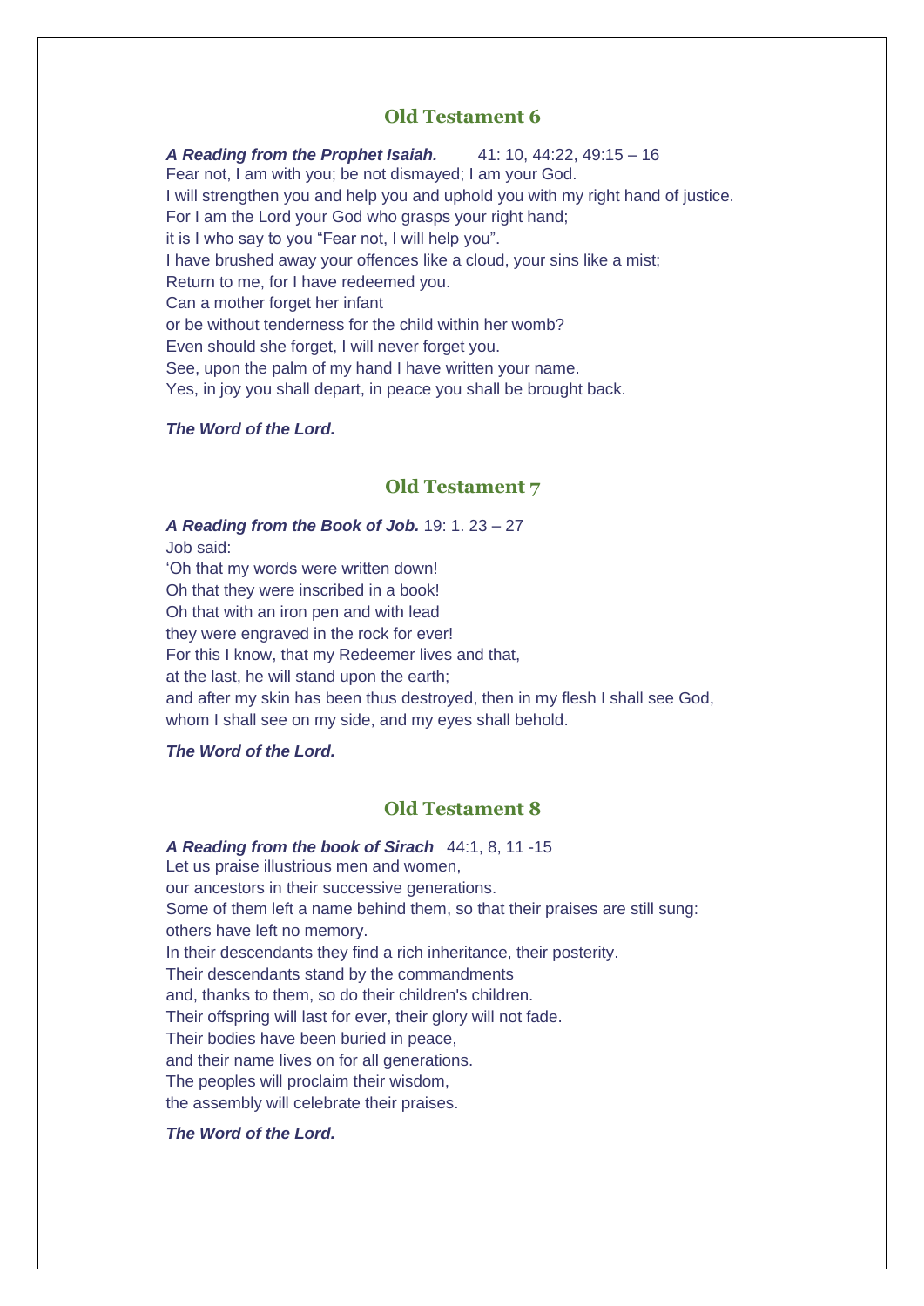## Old Testament 6

***A Reading from the Prophet Isaiah.*** 41: 10, 44:22, 49:15 – 16
Fear not, I am with you; be not dismayed; I am your God.
I will strengthen you and help you and uphold you with my right hand of justice.
For I am the Lord your God who grasps your right hand;
it is I who say to you "Fear not, I will help you".
I have brushed away your offences like a cloud, your sins like a mist;
Return to me, for I have redeemed you.
Can a mother forget her infant
or be without tenderness for the child within her womb?
Even should she forget, I will never forget you.
See, upon the palm of my hand I have written your name.
Yes, in joy you shall depart, in peace you shall be brought back.

***The Word of the Lord.***

## Old Testament 7

***A Reading from the Book of Job.*** 19: 1. 23 – 27
Job said:
'Oh that my words were written down!
Oh that they were inscribed in a book!
Oh that with an iron pen and with lead
they were engraved in the rock for ever!
For this I know, that my Redeemer lives and that,
at the last, he will stand upon the earth;
and after my skin has been thus destroyed, then in my flesh I shall see God,
whom I shall see on my side, and my eyes shall behold.

***The Word of the Lord.***

## Old Testament 8

***A Reading from the book of Sirach*** 44:1, 8, 11 -15
Let us praise illustrious men and women,
our ancestors in their successive generations.
Some of them left a name behind them, so that their praises are still sung:
others have left no memory.
In their descendants they find a rich inheritance, their posterity.
Their descendants stand by the commandments
and, thanks to them, so do their children's children.
Their offspring will last for ever, their glory will not fade.
Their bodies have been buried in peace,
and their name lives on for all generations.
The peoples will proclaim their wisdom,
the assembly will celebrate their praises.

***The Word of the Lord.***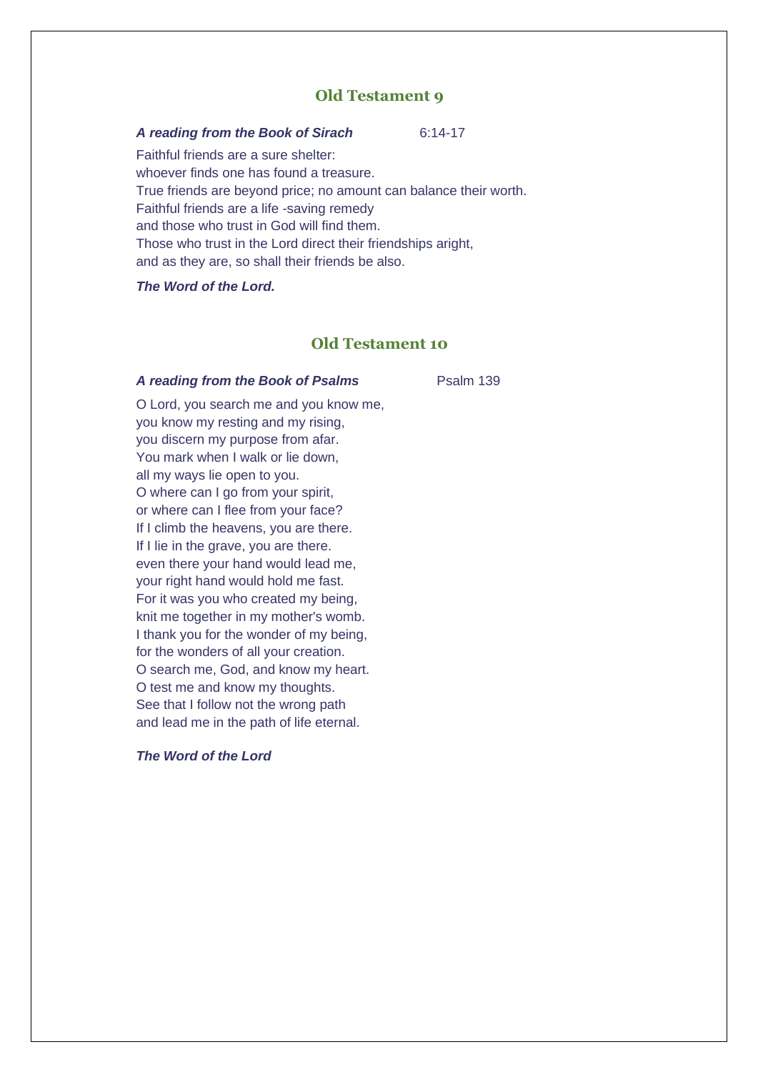## Old Testament 9

***A reading from the Book of Sirach*** 6:14-17

Faithful friends are a sure shelter:
whoever finds one has found a treasure.
True friends are beyond price; no amount can balance their worth.
Faithful friends are a life -saving remedy
and those who trust in God will find them.
Those who trust in the Lord direct their friendships aright,
and as they are, so shall their friends be also.

***The Word of the Lord.***

## Old Testament 10

***A reading from the Book of Psalms*** Psalm 139

O Lord, you search me and you know me,
you know my resting and my rising,
you discern my purpose from afar.
You mark when I walk or lie down,
all my ways lie open to you.
O where can I go from your spirit,
or where can I flee from your face?
If I climb the heavens, you are there.
If I lie in the grave, you are there.
even there your hand would lead me,
your right hand would hold me fast.
For it was you who created my being,
knit me together in my mother's womb.
I thank you for the wonder of my being,
for the wonders of all your creation.
O search me, God, and know my heart.
O test me and know my thoughts.
See that I follow not the wrong path
and lead me in the path of life eternal.

***The Word of the Lord***